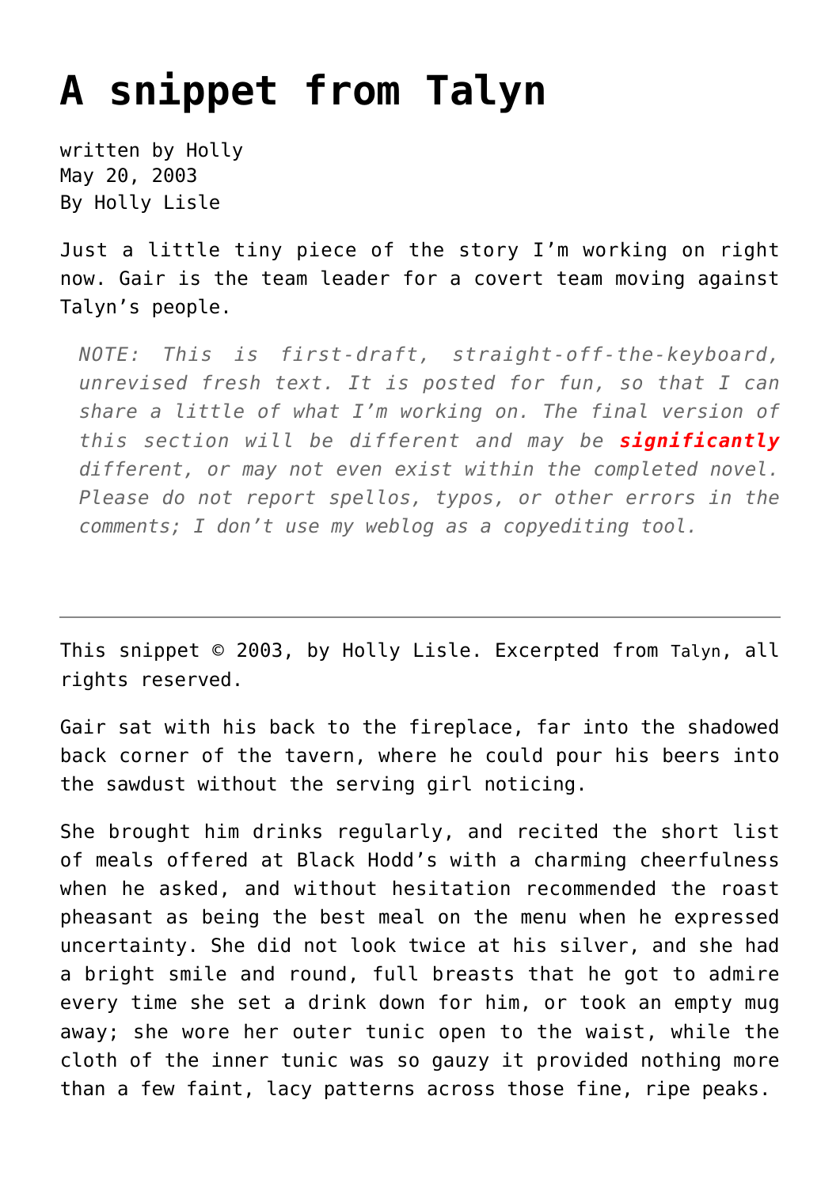# A snippet from Talyn

written by Holly
May 20, 2003
By Holly Lisle

Just a little tiny piece of the story I'm working on right now. Gair is the team leader for a covert team moving against Talyn's people.

> *NOTE: This is first-draft, straight-off-the-keyboard, unrevised fresh text. It is posted for fun, so that I can share a little of what I'm working on. The final version of this section will be different and may be **significantly** different, or may not even exist within the completed novel. Please do not report spellos, typos, or other errors in the comments; I don't use my weblog as a copyediting tool.*

---

This snippet © 2003, by Holly Lisle. Excerpted from Talyn, all rights reserved.

Gair sat with his back to the fireplace, far into the shadowed back corner of the tavern, where he could pour his beers into the sawdust without the serving girl noticing.

She brought him drinks regularly, and recited the short list of meals offered at Black Hodd's with a charming cheerfulness when he asked, and without hesitation recommended the roast pheasant as being the best meal on the menu when he expressed uncertainty. She did not look twice at his silver, and she had a bright smile and round, full breasts that he got to admire every time she set a drink down for him, or took an empty mug away; she wore her outer tunic open to the waist, while the cloth of the inner tunic was so gauzy it provided nothing more than a few faint, lacy patterns across those fine, ripe peaks.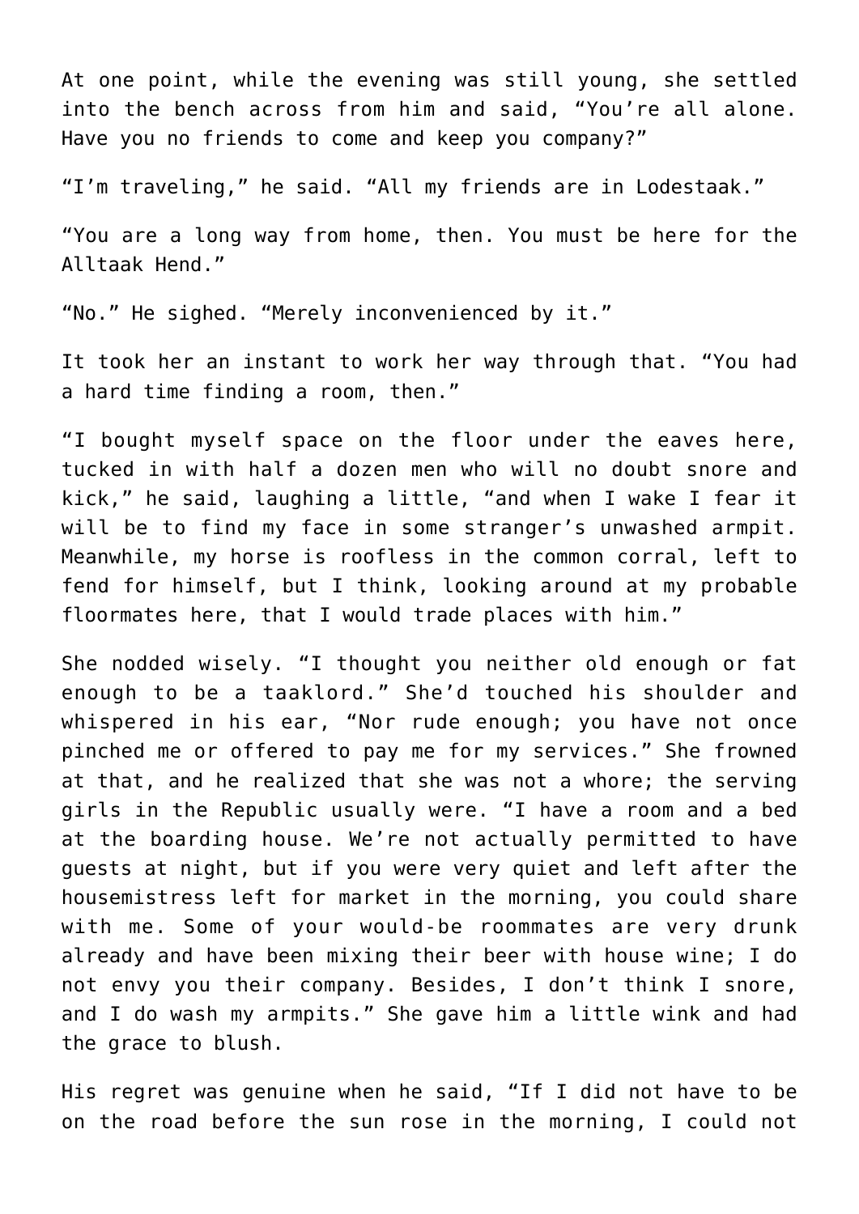At one point, while the evening was still young, she settled into the bench across from him and said, "You're all alone. Have you no friends to come and keep you company?"

"I'm traveling," he said. "All my friends are in Lodestaak."

"You are a long way from home, then. You must be here for the Alltaak Hend."

"No." He sighed. "Merely inconvenienced by it."

It took her an instant to work her way through that. "You had a hard time finding a room, then."

"I bought myself space on the floor under the eaves here, tucked in with half a dozen men who will no doubt snore and kick," he said, laughing a little, "and when I wake I fear it will be to find my face in some stranger's unwashed armpit. Meanwhile, my horse is roofless in the common corral, left to fend for himself, but I think, looking around at my probable floormates here, that I would trade places with him."

She nodded wisely. "I thought you neither old enough or fat enough to be a taaklord." She'd touched his shoulder and whispered in his ear, "Nor rude enough; you have not once pinched me or offered to pay me for my services." She frowned at that, and he realized that she was not a whore; the serving girls in the Republic usually were. "I have a room and a bed at the boarding house. We're not actually permitted to have guests at night, but if you were very quiet and left after the housemistress left for market in the morning, you could share with me. Some of your would-be roommates are very drunk already and have been mixing their beer with house wine; I do not envy you their company. Besides, I don't think I snore, and I do wash my armpits." She gave him a little wink and had the grace to blush.

His regret was genuine when he said, "If I did not have to be on the road before the sun rose in the morning, I could not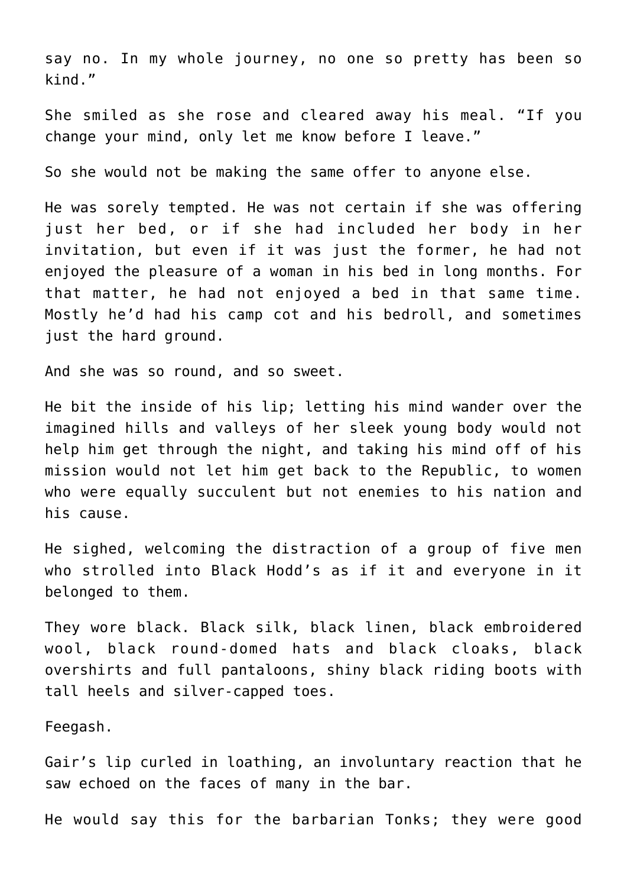say no. In my whole journey, no one so pretty has been so kind."

She smiled as she rose and cleared away his meal. "If you change your mind, only let me know before I leave."

So she would not be making the same offer to anyone else.

He was sorely tempted. He was not certain if she was offering just her bed, or if she had included her body in her invitation, but even if it was just the former, he had not enjoyed the pleasure of a woman in his bed in long months. For that matter, he had not enjoyed a bed in that same time. Mostly he'd had his camp cot and his bedroll, and sometimes just the hard ground.

And she was so round, and so sweet.

He bit the inside of his lip; letting his mind wander over the imagined hills and valleys of her sleek young body would not help him get through the night, and taking his mind off of his mission would not let him get back to the Republic, to women who were equally succulent but not enemies to his nation and his cause.

He sighed, welcoming the distraction of a group of five men who strolled into Black Hodd's as if it and everyone in it belonged to them.

They wore black. Black silk, black linen, black embroidered wool, black round-domed hats and black cloaks, black overshirts and full pantaloons, shiny black riding boots with tall heels and silver-capped toes.

Feegash.

Gair's lip curled in loathing, an involuntary reaction that he saw echoed on the faces of many in the bar.

He would say this for the barbarian Tonks; they were good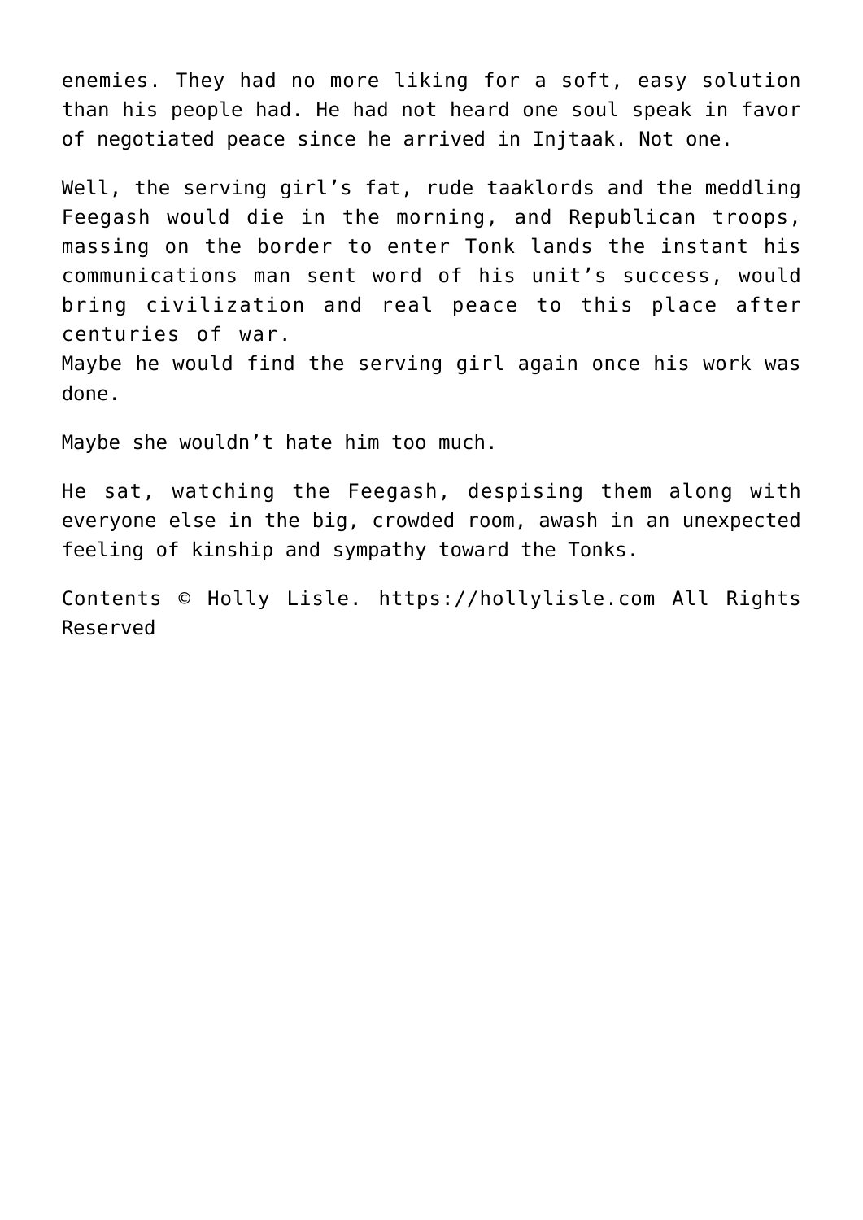enemies. They had no more liking for a soft, easy solution than his people had. He had not heard one soul speak in favor of negotiated peace since he arrived in Injtaak. Not one.

Well, the serving girl's fat, rude taaklords and the meddling Feegash would die in the morning, and Republican troops, massing on the border to enter Tonk lands the instant his communications man sent word of his unit's success, would bring civilization and real peace to this place after centuries of war.
Maybe he would find the serving girl again once his work was done.

Maybe she wouldn't hate him too much.

He sat, watching the Feegash, despising them along with everyone else in the big, crowded room, awash in an unexpected feeling of kinship and sympathy toward the Tonks.

Contents © Holly Lisle. https://hollylisle.com All Rights Reserved